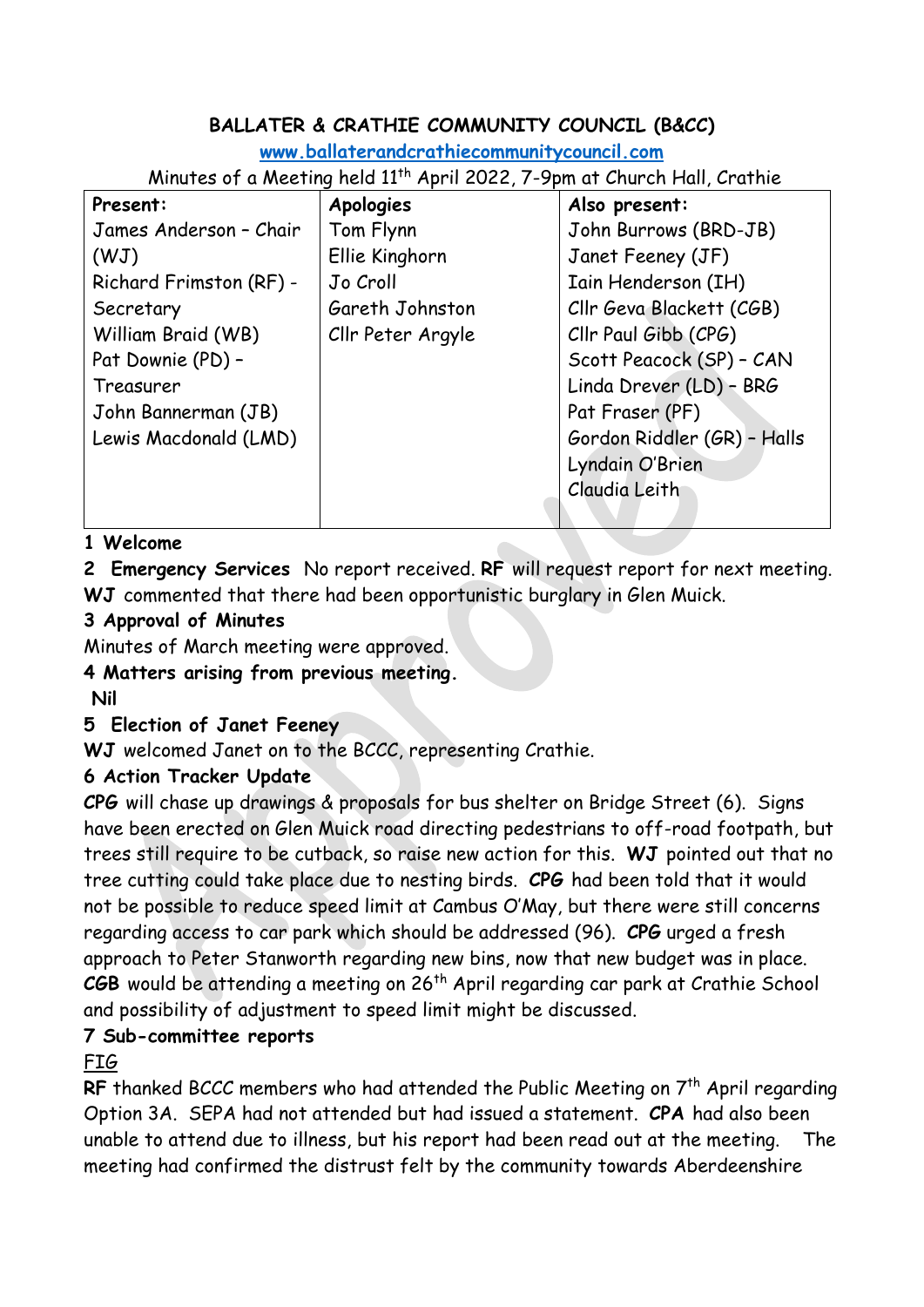# BALLATER & CRATHIE COMMUNITY COUNCIL (B&CC)

[www.ballaterandcrathiecommunitycouncil.com](http://www.ballaterandcrathiecommunitycouncil.com)

Minutes of a Meeting held 11th April 2022, 7-9pm at Church Hall, Crathie

| Present: | Apologies | Also present: |
|---|---|---|
| James Anderson – Chair (WJ) | Tom Flynn | John Burrows (BRD-JB) |
| Richard Frimston (RF) - Secretary | Ellie Kinghorn | Janet Feeney (JF) |
| William Braid (WB) | Jo Croll | Iain Henderson (IH) |
| Pat Downie (PD) – Treasurer | Gareth Johnston | Cllr Geva Blackett (CGB) |
| John Bannerman (JB) | Cllr Peter Argyle | Cllr Paul Gibb (CPG) |
| Lewis Macdonald (LMD) | | Scott Peacock (SP) – CAN |
| | | Linda Drever (LD) – BRG |
| | | Pat Fraser (PF) |
| | | Gordon Riddler (GR) – Halls |
| | | Lyndain O'Brien |
| | | Claudia Leith |

**1 Welcome**

**2 Emergency Services** No report received. **RF** will request report for next meeting. **WJ** commented that there had been opportunistic burglary in Glen Muick.

**3 Approval of Minutes**

Minutes of March meeting were approved.

**4 Matters arising from previous meeting.**

**Nil**

**5 Election of Janet Feeney**

**WJ** welcomed Janet on to the BCCC, representing Crathie.

**6 Action Tracker Update**

**CPG** will chase up drawings & proposals for bus shelter on Bridge Street (6). Signs have been erected on Glen Muick road directing pedestrians to off-road footpath, but trees still require to be cutback, so raise new action for this. **WJ** pointed out that no tree cutting could take place due to nesting birds. **CPG** had been told that it would not be possible to reduce speed limit at Cambus O'May, but there were still concerns regarding access to car park which should be addressed (96). **CPG** urged a fresh approach to Peter Stanworth regarding new bins, now that new budget was in place. **CGB** would be attending a meeting on 26th April regarding car park at Crathie School and possibility of adjustment to speed limit might be discussed.

**7 Sub-committee reports**

FIG

**RF** thanked BCCC members who had attended the Public Meeting on 7th April regarding Option 3A. SEPA had not attended but had issued a statement. **CPA** had also been unable to attend due to illness, but his report had been read out at the meeting. The meeting had confirmed the distrust felt by the community towards Aberdeenshire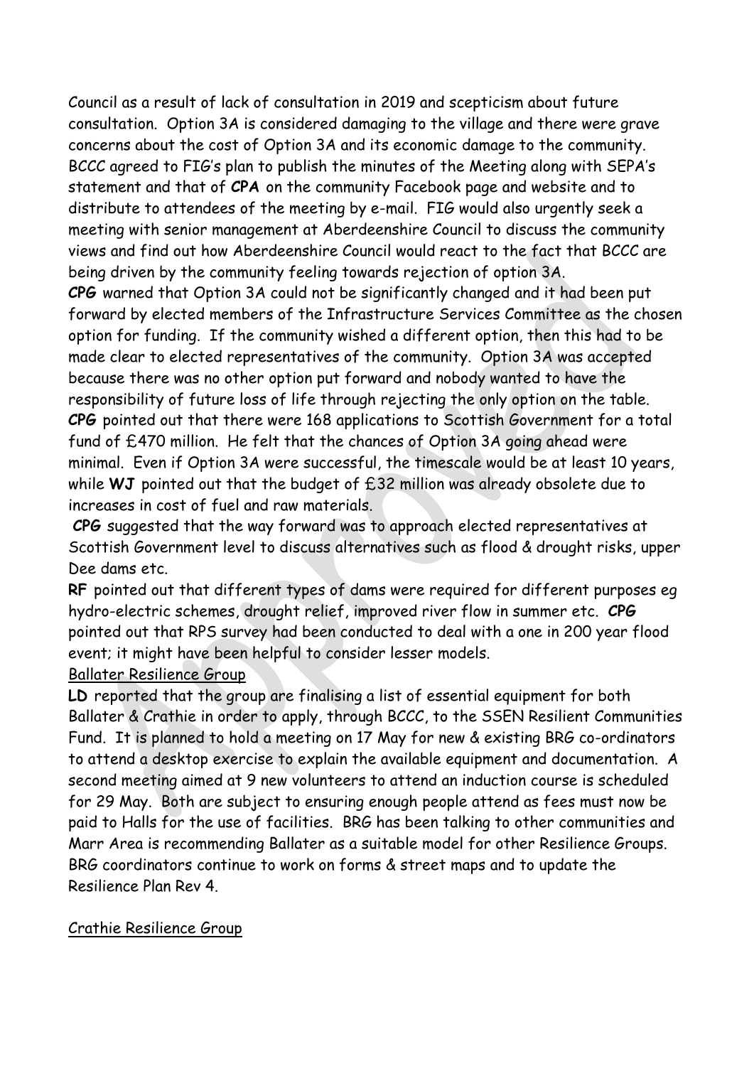Council as a result of lack of consultation in 2019 and scepticism about future consultation. Option 3A is considered damaging to the village and there were grave concerns about the cost of Option 3A and its economic damage to the community. BCCC agreed to FIG's plan to publish the minutes of the Meeting along with SEPA's statement and that of **CPA** on the community Facebook page and website and to distribute to attendees of the meeting by e-mail. FIG would also urgently seek a meeting with senior management at Aberdeenshire Council to discuss the community views and find out how Aberdeenshire Council would react to the fact that BCCC are being driven by the community feeling towards rejection of option 3A.

**CPG** warned that Option 3A could not be significantly changed and it had been put forward by elected members of the Infrastructure Services Committee as the chosen option for funding. If the community wished a different option, then this had to be made clear to elected representatives of the community. Option 3A was accepted because there was no other option put forward and nobody wanted to have the responsibility of future loss of life through rejecting the only option on the table. **CPG** pointed out that there were 168 applications to Scottish Government for a total fund of £470 million. He felt that the chances of Option 3A going ahead were minimal. Even if Option 3A were successful, the timescale would be at least 10 years, while **WJ** pointed out that the budget of £32 million was already obsolete due to increases in cost of fuel and raw materials.

**CPG** suggested that the way forward was to approach elected representatives at Scottish Government level to discuss alternatives such as flood & drought risks, upper Dee dams etc.

**RF** pointed out that different types of dams were required for different purposes eg hydro-electric schemes, drought relief, improved river flow in summer etc. **CPG** pointed out that RPS survey had been conducted to deal with a one in 200 year flood event; it might have been helpful to consider lesser models.

Ballater Resilience Group

**LD** reported that the group are finalising a list of essential equipment for both Ballater & Crathie in order to apply, through BCCC, to the SSEN Resilient Communities Fund. It is planned to hold a meeting on 17 May for new & existing BRG co-ordinators to attend a desktop exercise to explain the available equipment and documentation. A second meeting aimed at 9 new volunteers to attend an induction course is scheduled for 29 May. Both are subject to ensuring enough people attend as fees must now be paid to Halls for the use of facilities. BRG has been talking to other communities and Marr Area is recommending Ballater as a suitable model for other Resilience Groups. BRG coordinators continue to work on forms & street maps and to update the Resilience Plan Rev 4.

Crathie Resilience Group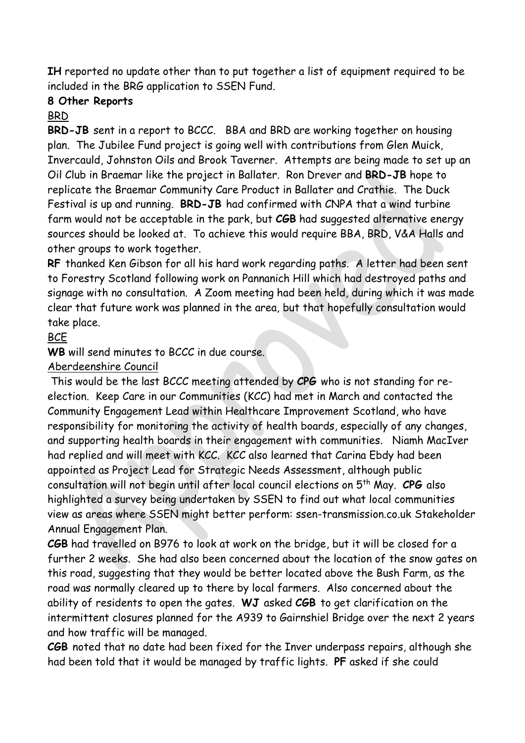**IH** reported no update other than to put together a list of equipment required to be included in the BRG application to SSEN Fund.

**8 Other Reports**

BRD

**BRD-JB** sent in a report to BCCC. BBA and BRD are working together on housing plan. The Jubilee Fund project is going well with contributions from Glen Muick, Invercauld, Johnston Oils and Brook Taverner. Attempts are being made to set up an Oil Club in Braemar like the project in Ballater. Ron Drever and **BRD-JB** hope to replicate the Braemar Community Care Product in Ballater and Crathie. The Duck Festival is up and running. **BRD-JB** had confirmed with CNPA that a wind turbine farm would not be acceptable in the park, but **CGB** had suggested alternative energy sources should be looked at. To achieve this would require BBA, BRD, V&A Halls and other groups to work together.

**RF** thanked Ken Gibson for all his hard work regarding paths. A letter had been sent to Forestry Scotland following work on Pannanich Hill which had destroyed paths and signage with no consultation. A Zoom meeting had been held, during which it was made clear that future work was planned in the area, but that hopefully consultation would take place.

BCE

**WB** will send minutes to BCCC in due course.

Aberdeenshire Council

This would be the last BCCC meeting attended by **CPG** who is not standing for re-election. Keep Care in our Communities (KCC) had met in March and contacted the Community Engagement Lead within Healthcare Improvement Scotland, who have responsibility for monitoring the activity of health boards, especially of any changes, and supporting health boards in their engagement with communities. Niamh MacIver had replied and will meet with KCC. KCC also learned that Carina Ebdy had been appointed as Project Lead for Strategic Needs Assessment, although public consultation will not begin until after local council elections on 5th May. **CPG** also highlighted a survey being undertaken by SSEN to find out what local communities view as areas where SSEN might better perform: ssen-transmission.co.uk Stakeholder Annual Engagement Plan.

**CGB** had travelled on B976 to look at work on the bridge, but it will be closed for a further 2 weeks. She had also been concerned about the location of the snow gates on this road, suggesting that they would be better located above the Bush Farm, as the road was normally cleared up to there by local farmers. Also concerned about the ability of residents to open the gates. **WJ** asked **CGB** to get clarification on the intermittent closures planned for the A939 to Gairnshiel Bridge over the next 2 years and how traffic will be managed.

**CGB** noted that no date had been fixed for the Inver underpass repairs, although she had been told that it would be managed by traffic lights. **PF** asked if she could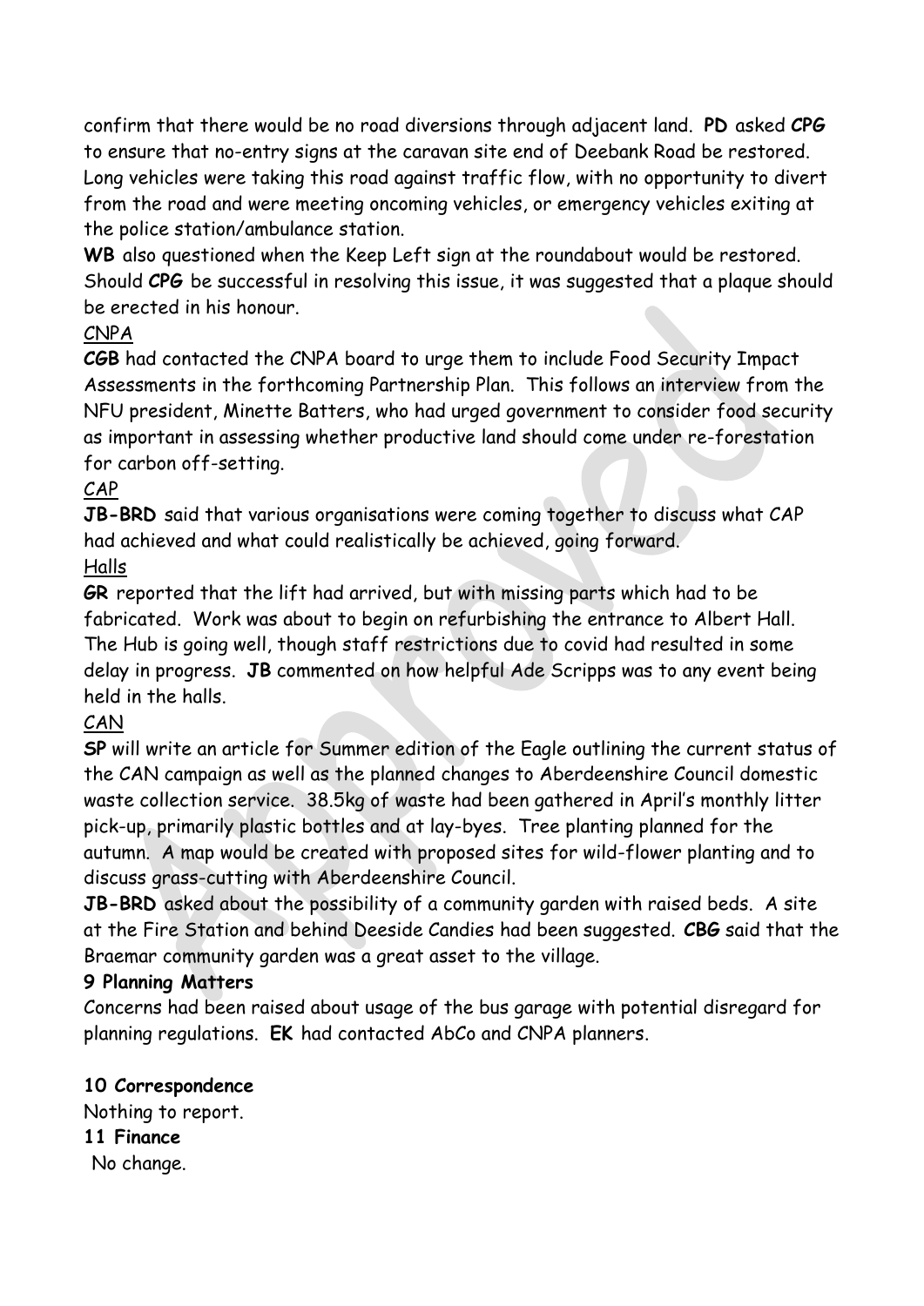confirm that there would be no road diversions through adjacent land. **PD** asked ***CPG*** to ensure that no-entry signs at the caravan site end of Deebank Road be restored. Long vehicles were taking this road against traffic flow, with no opportunity to divert from the road and were meeting oncoming vehicles, or emergency vehicles exiting at the police station/ambulance station.

**WB** also questioned when the Keep Left sign at the roundabout would be restored. Should ***CPG*** be successful in resolving this issue, it was suggested that a plaque should be erected in his honour.

<u>CNPA</u>

**CGB** had contacted the CNPA board to urge them to include Food Security Impact Assessments in the forthcoming Partnership Plan. This follows an interview from the NFU president, Minette Batters, who had urged government to consider food security as important in assessing whether productive land should come under re-forestation for carbon off-setting.

<u>CAP</u>

**JB-BRD** said that various organisations were coming together to discuss what CAP had achieved and what could realistically be achieved, going forward.

<u>Halls</u>

**GR** reported that the lift had arrived, but with missing parts which had to be fabricated. Work was about to begin on refurbishing the entrance to Albert Hall. The Hub is going well, though staff restrictions due to covid had resulted in some delay in progress. **JB** commented on how helpful Ade Scripps was to any event being held in the halls.

<u>CAN</u>

**SP** will write an article for Summer edition of the Eagle outlining the current status of the CAN campaign as well as the planned changes to Aberdeenshire Council domestic waste collection service. 38.5kg of waste had been gathered in April's monthly litter pick-up, primarily plastic bottles and at lay-byes. Tree planting planned for the autumn. A map would be created with proposed sites for wild-flower planting and to discuss grass-cutting with Aberdeenshire Council.

**JB-BRD** asked about the possibility of a community garden with raised beds. A site at the Fire Station and behind Deeside Candies had been suggested. **CBG** said that the Braemar community garden was a great asset to the village.

**9 Planning Matters**

Concerns had been raised about usage of the bus garage with potential disregard for planning regulations. **EK** had contacted AbCo and CNPA planners.

**10 Correspondence**

Nothing to report.

**11 Finance**

No change.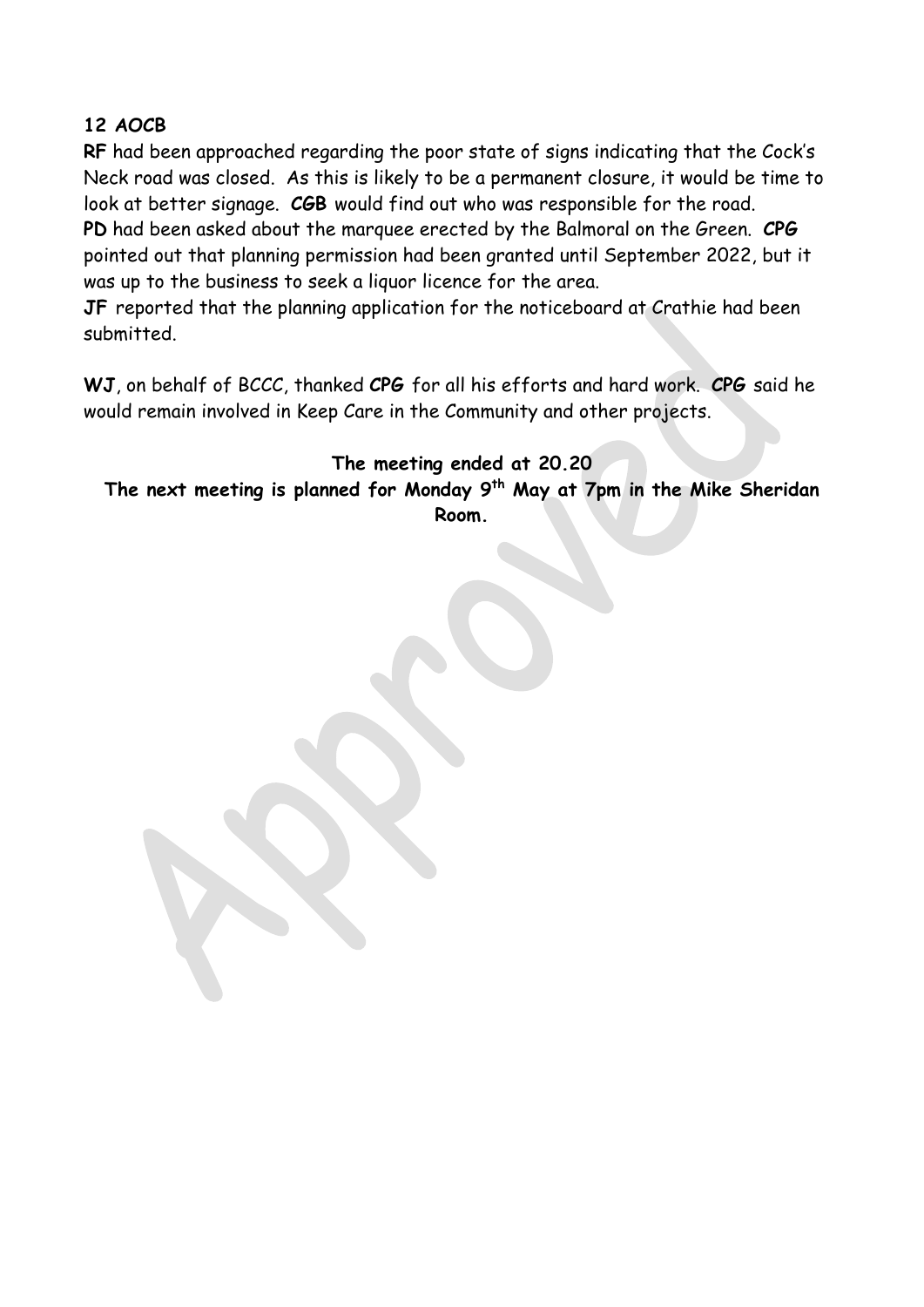## 12 AOCB

**RF** had been approached regarding the poor state of signs indicating that the Cock's Neck road was closed. As this is likely to be a permanent closure, it would be time to look at better signage. **CGB** would find out who was responsible for the road.
**PD** had been asked about the marquee erected by the Balmoral on the Green. **CPG** pointed out that planning permission had been granted until September 2022, but it was up to the business to seek a liquor licence for the area.
**JF** reported that the planning application for the noticeboard at Crathie had been submitted.

**WJ**, on behalf of BCCC, thanked **CPG** for all his efforts and hard work. **CPG** said he would remain involved in Keep Care in the Community and other projects.

**The meeting ended at 20.20**
**The next meeting is planned for Monday 9th May at 7pm in the Mike Sheridan Room.**